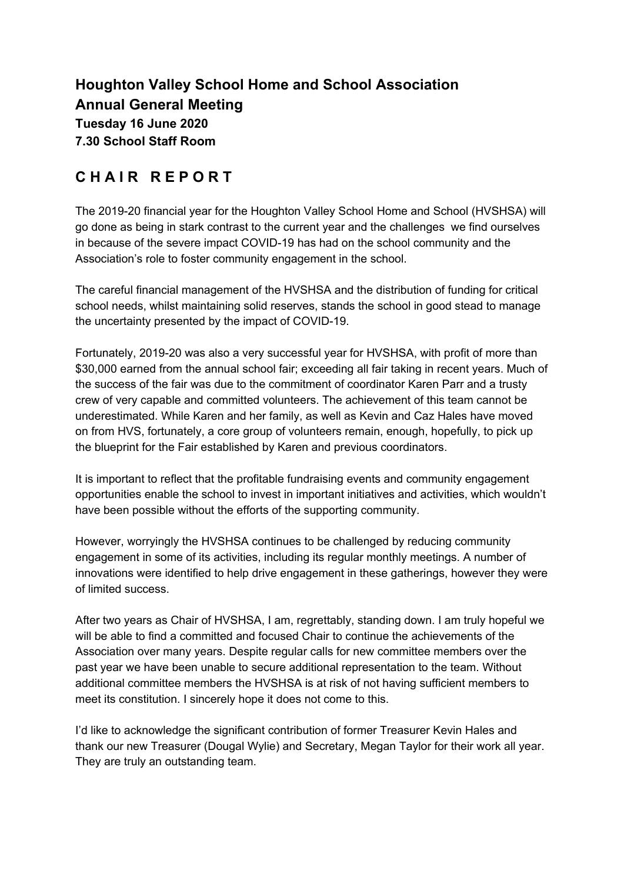# Houghton Valley School Home and School Association
# Annual General Meeting
### Tuesday 16 June 2020
### 7.30 School Staff Room

## C H A I R  R E P O R T

The 2019-20 financial year for the Houghton Valley School Home and School (HVSHSA) will go done as being in stark contrast to the current year and the challenges we find ourselves in because of the severe impact COVID-19 has had on the school community and the Association's role to foster community engagement in the school.

The careful financial management of the HVSHSA and the distribution of funding for critical school needs, whilst maintaining solid reserves, stands the school in good stead to manage the uncertainty presented by the impact of COVID-19.

Fortunately, 2019-20 was also a very successful year for HVSHSA, with profit of more than $30,000 earned from the annual school fair; exceeding all fair taking in recent years. Much of the success of the fair was due to the commitment of coordinator Karen Parr and a trusty crew of very capable and committed volunteers. The achievement of this team cannot be underestimated. While Karen and her family, as well as Kevin and Caz Hales have moved on from HVS, fortunately, a core group of volunteers remain, enough, hopefully, to pick up the blueprint for the Fair established by Karen and previous coordinators.

It is important to reflect that the profitable fundraising events and community engagement opportunities enable the school to invest in important initiatives and activities, which wouldn't have been possible without the efforts of the supporting community.

However, worryingly the HVSHSA continues to be challenged by reducing community engagement in some of its activities, including its regular monthly meetings. A number of innovations were identified to help drive engagement in these gatherings, however they were of limited success.

After two years as Chair of HVSHSA, I am, regrettably, standing down. I am truly hopeful we will be able to find a committed and focused Chair to continue the achievements of the Association over many years. Despite regular calls for new committee members over the past year we have been unable to secure additional representation to the team. Without additional committee members the HVSHSA is at risk of not having sufficient members to meet its constitution. I sincerely hope it does not come to this.

I'd like to acknowledge the significant contribution of former Treasurer Kevin Hales and thank our new Treasurer (Dougal Wylie) and Secretary, Megan Taylor for their work all year. They are truly an outstanding team.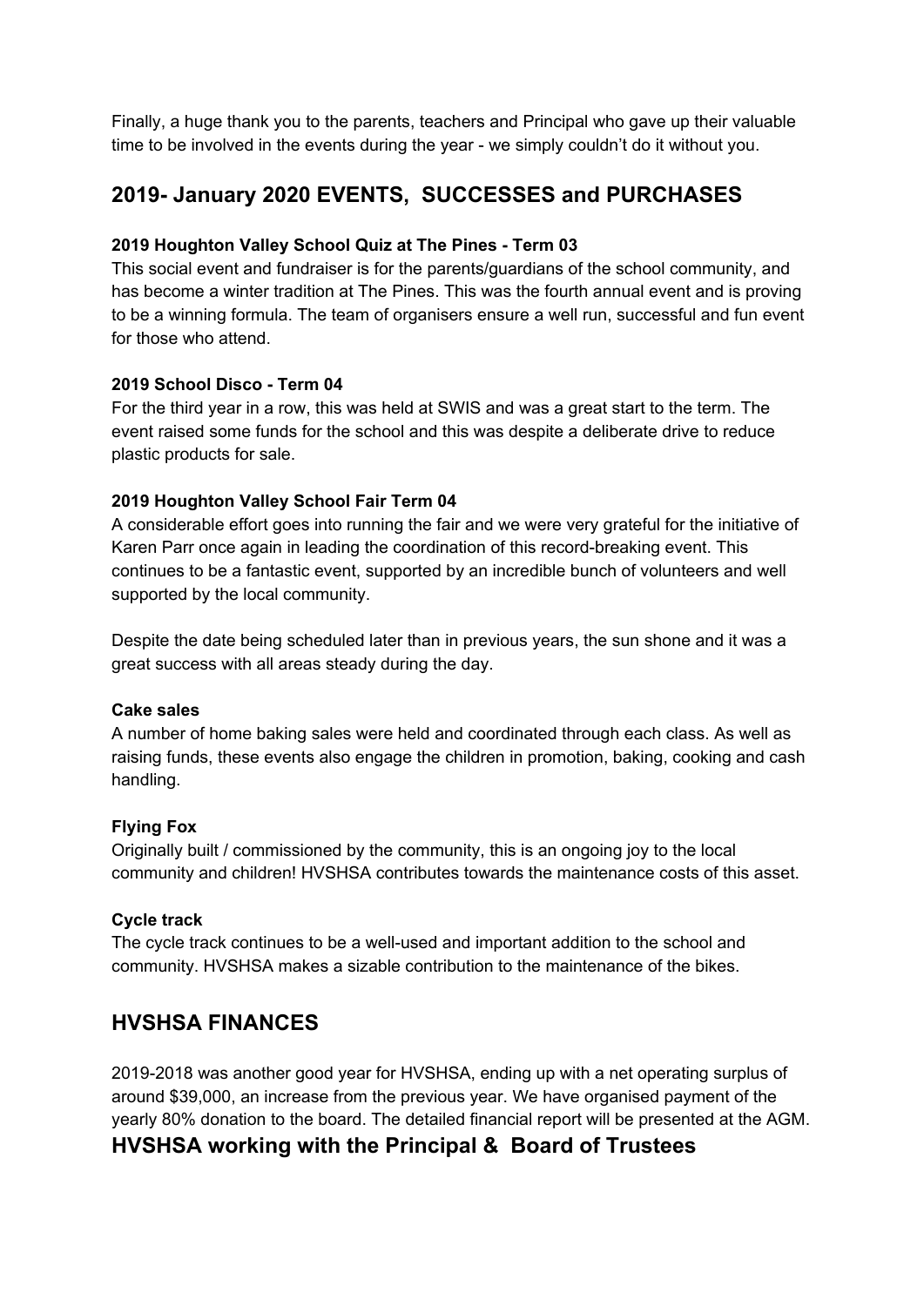Finally, a huge thank you to the parents, teachers and Principal who gave up their valuable time to be involved in the events during the year - we simply couldn't do it without you.

## 2019- January 2020 EVENTS, SUCCESSES and PURCHASES

**2019 Houghton Valley School Quiz at The Pines - Term 03**

This social event and fundraiser is for the parents/guardians of the school community, and has become a winter tradition at The Pines. This was the fourth annual event and is proving to be a winning formula. The team of organisers ensure a well run, successful and fun event for those who attend.

**2019 School Disco - Term 04**

For the third year in a row, this was held at SWIS and was a great start to the term. The event raised some funds for the school and this was despite a deliberate drive to reduce plastic products for sale.

**2019 Houghton Valley School Fair Term 04**

A considerable effort goes into running the fair and we were very grateful for the initiative of Karen Parr once again in leading the coordination of this record-breaking event. This continues to be a fantastic event, supported by an incredible bunch of volunteers and well supported by the local community.

Despite the date being scheduled later than in previous years, the sun shone and it was a great success with all areas steady during the day.

**Cake sales**

A number of home baking sales were held and coordinated through each class. As well as raising funds, these events also engage the children in promotion, baking, cooking and cash handling.

**Flying Fox**

Originally built / commissioned by the community, this is an ongoing joy to the local community and children! HVSHSA contributes towards the maintenance costs of this asset.

**Cycle track**

The cycle track continues to be a well-used and important addition to the school and community. HVSHSA makes a sizable contribution to the maintenance of the bikes.

## HVSHSA FINANCES

2019-2018 was another good year for HVSHSA, ending up with a net operating surplus of around $39,000, an increase from the previous year. We have organised payment of the yearly 80% donation to the board. The detailed financial report will be presented at the AGM.

## HVSHSA working with the Principal & Board of Trustees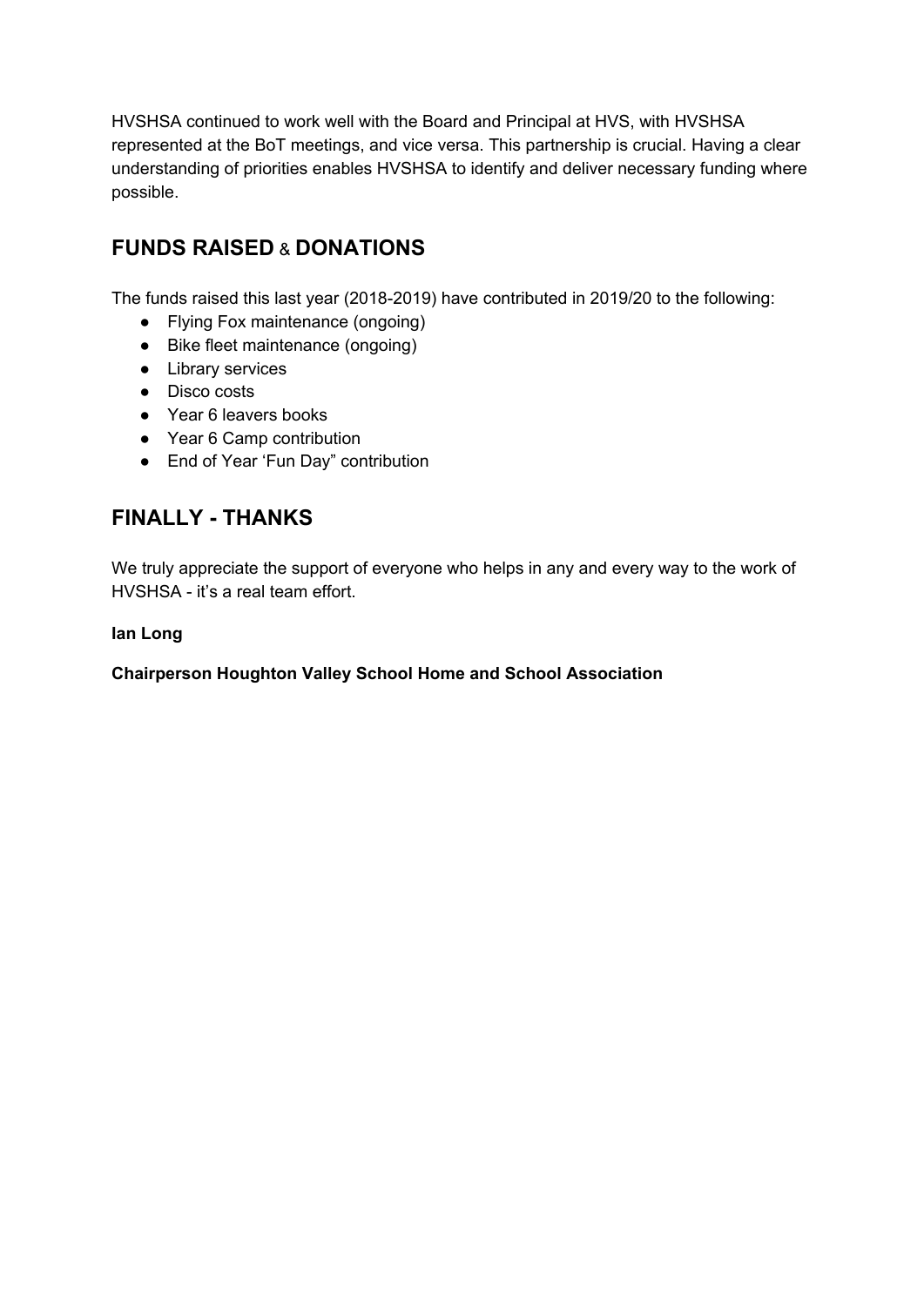HVSHSA continued to work well with the Board and Principal at HVS, with HVSHSA represented at the BoT meetings, and vice versa. This partnership is crucial. Having a clear understanding of priorities enables HVSHSA to identify and deliver necessary funding where possible.

## FUNDS RAISED & DONATIONS

The funds raised this last year (2018-2019) have contributed in 2019/20 to the following:

- Flying Fox maintenance (ongoing)
- Bike fleet maintenance (ongoing)
- Library services
- Disco costs
- Year 6 leavers books
- Year 6 Camp contribution
- End of Year 'Fun Day" contribution

## FINALLY - THANKS

We truly appreciate the support of everyone who helps in any and every way to the work of HVSHSA - it's a real team effort.

**Ian Long**

**Chairperson Houghton Valley School Home and School Association**